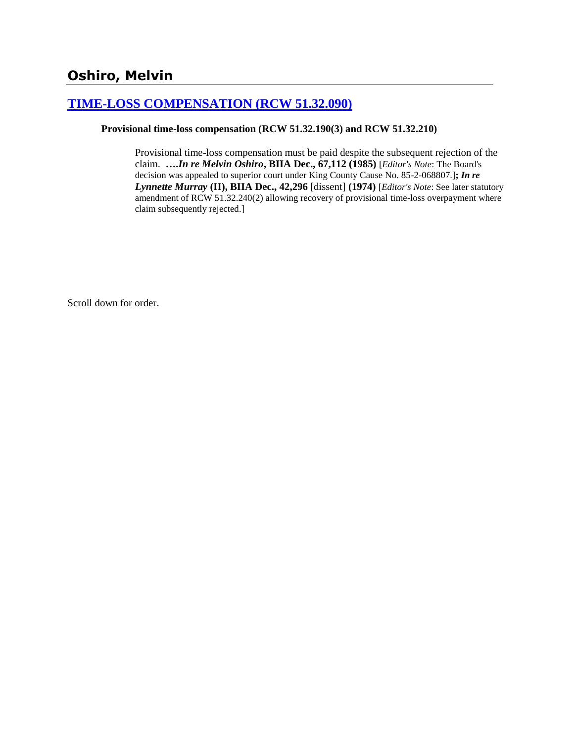# Oshiro, Melvin

## [TIME-LOSS COMPENSATION (RCW 51.32.090)]

**Provisional time-loss compensation (RCW 51.32.190(3) and RCW 51.32.210)**

> Provisional time-loss compensation must be paid despite the subsequent rejection of the claim. ***….In re Melvin Oshiro*, BIIA Dec., 67,112 (1985)** [*Editor's Note*: The Board's decision was appealed to superior court under King County Cause No. 85-2-068807.]**;** ***In re Lynnette Murray*** **(II), BIIA Dec., 42,296** [dissent] **(1974)** [*Editor's Note*: See later statutory amendment of RCW 51.32.240(2) allowing recovery of provisional time-loss overpayment where claim subsequently rejected.]

Scroll down for order.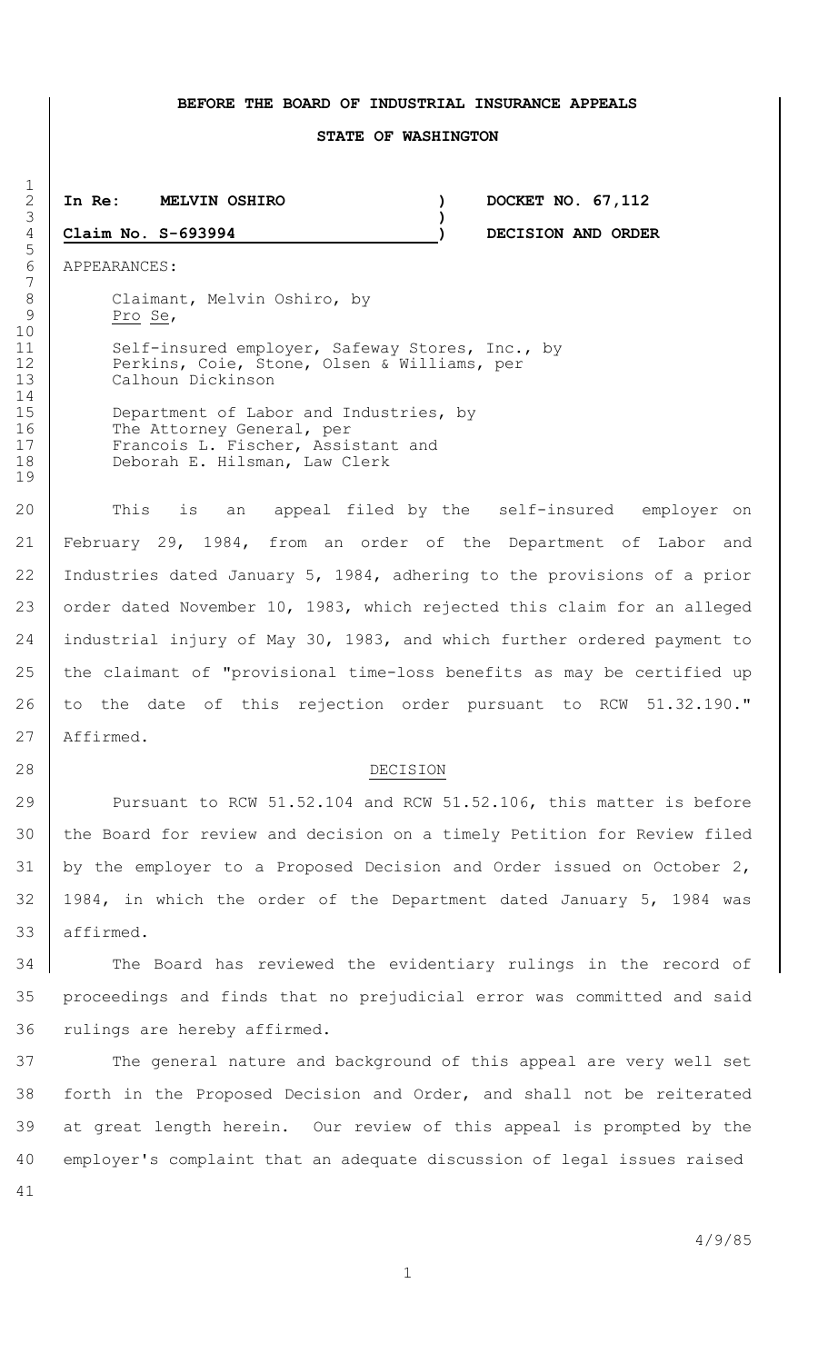**BEFORE THE BOARD OF INDUSTRIAL INSURANCE APPEALS**

**STATE OF WASHINGTON**

| **In Re: MELVIN OSHIRO** | ) | **DOCKET NO. 67,112** |
|---|---|---|
| | ) | |
| **Claim No. S-693994** | ) | **DECISION AND ORDER** |

APPEARANCES:

Claimant, Melvin Oshiro, by
Pro Se,

Self-insured employer, Safeway Stores, Inc., by
Perkins, Coie, Stone, Olsen & Williams, per
Calhoun Dickinson

Department of Labor and Industries, by
The Attorney General, per
Francois L. Fischer, Assistant and
Deborah E. Hilsman, Law Clerk

This is an appeal filed by the self-insured employer on February 29, 1984, from an order of the Department of Labor and Industries dated January 5, 1984, adhering to the provisions of a prior order dated November 10, 1983, which rejected this claim for an alleged industrial injury of May 30, 1983, and which further ordered payment to the claimant of "provisional time-loss benefits as may be certified up to the date of this rejection order pursuant to RCW 51.32.190." Affirmed.

DECISION

Pursuant to RCW 51.52.104 and RCW 51.52.106, this matter is before the Board for review and decision on a timely Petition for Review filed by the employer to a Proposed Decision and Order issued on October 2, 1984, in which the order of the Department dated January 5, 1984 was affirmed.

The Board has reviewed the evidentiary rulings in the record of proceedings and finds that no prejudicial error was committed and said rulings are hereby affirmed.

The general nature and background of this appeal are very well set forth in the Proposed Decision and Order, and shall not be reiterated at great length herein. Our review of this appeal is prompted by the employer's complaint that an adequate discussion of legal issues raised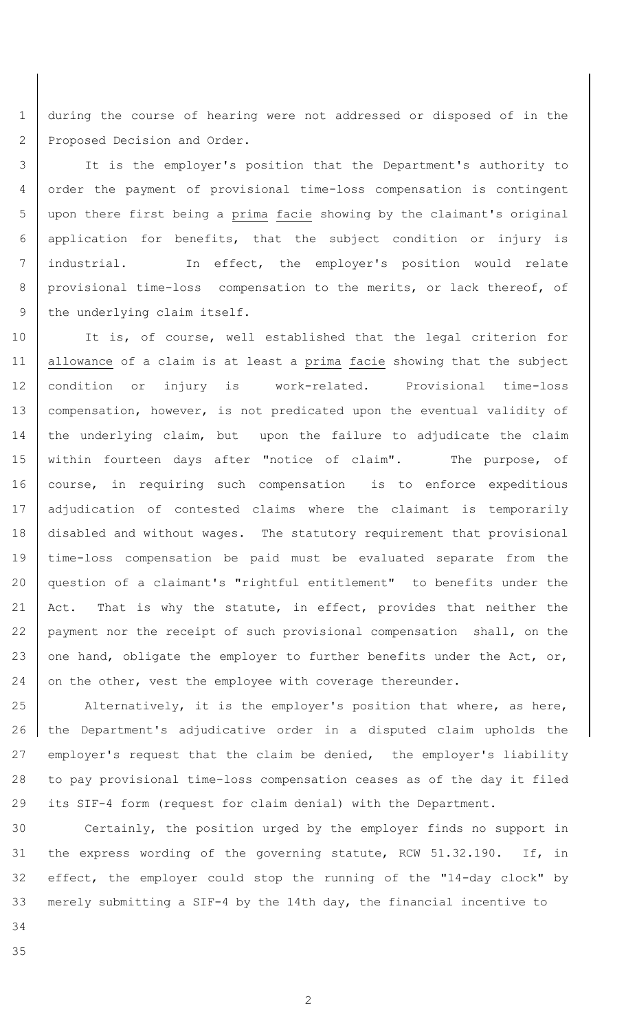during the course of hearing were not addressed or disposed of in the Proposed Decision and Order.

It is the employer's position that the Department's authority to order the payment of provisional time-loss compensation is contingent upon there first being a prima facie showing by the claimant's original application for benefits, that the subject condition or injury is industrial. In effect, the employer's position would relate provisional time-loss compensation to the merits, or lack thereof, of the underlying claim itself.

It is, of course, well established that the legal criterion for allowance of a claim is at least a prima facie showing that the subject condition or injury is work-related. Provisional time-loss compensation, however, is not predicated upon the eventual validity of the underlying claim, but upon the failure to adjudicate the claim within fourteen days after "notice of claim". The purpose, of course, in requiring such compensation is to enforce expeditious adjudication of contested claims where the claimant is temporarily disabled and without wages. The statutory requirement that provisional time-loss compensation be paid must be evaluated separate from the question of a claimant's "rightful entitlement" to benefits under the Act. That is why the statute, in effect, provides that neither the payment nor the receipt of such provisional compensation shall, on the one hand, obligate the employer to further benefits under the Act, or, on the other, vest the employee with coverage thereunder.

Alternatively, it is the employer's position that where, as here, the Department's adjudicative order in a disputed claim upholds the employer's request that the claim be denied, the employer's liability to pay provisional time-loss compensation ceases as of the day it filed its SIF-4 form (request for claim denial) with the Department.

Certainly, the position urged by the employer finds no support in the express wording of the governing statute, RCW 51.32.190. If, in effect, the employer could stop the running of the "14-day clock" by merely submitting a SIF-4 by the 14th day, the financial incentive to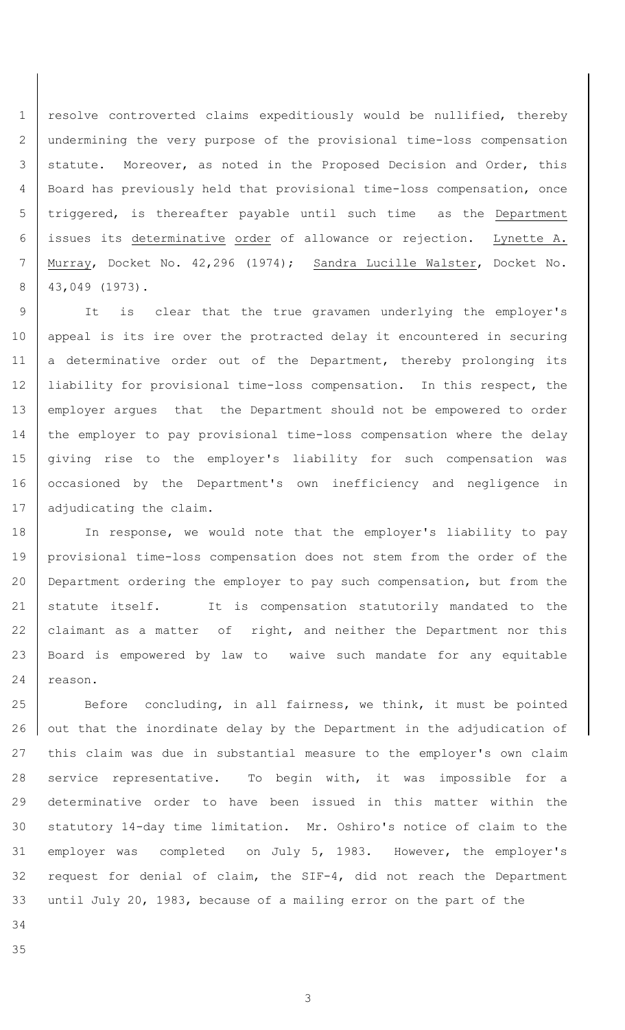resolve controverted claims expeditiously would be nullified, thereby undermining the very purpose of the provisional time-loss compensation statute. Moreover, as noted in the Proposed Decision and Order, this Board has previously held that provisional time-loss compensation, once triggered, is thereafter payable until such time as the Department issues its determinative order of allowance or rejection. Lynette A. Murray, Docket No. 42,296 (1974); Sandra Lucille Walster, Docket No. 43,049 (1973).

It is clear that the true gravamen underlying the employer's appeal is its ire over the protracted delay it encountered in securing a determinative order out of the Department, thereby prolonging its liability for provisional time-loss compensation. In this respect, the employer argues that the Department should not be empowered to order the employer to pay provisional time-loss compensation where the delay giving rise to the employer's liability for such compensation was occasioned by the Department's own inefficiency and negligence in adjudicating the claim.

In response, we would note that the employer's liability to pay provisional time-loss compensation does not stem from the order of the Department ordering the employer to pay such compensation, but from the statute itself. It is compensation statutorily mandated to the claimant as a matter of right, and neither the Department nor this Board is empowered by law to waive such mandate for any equitable reason.

Before concluding, in all fairness, we think, it must be pointed out that the inordinate delay by the Department in the adjudication of this claim was due in substantial measure to the employer's own claim service representative. To begin with, it was impossible for a determinative order to have been issued in this matter within the statutory 14-day time limitation. Mr. Oshiro's notice of claim to the employer was completed on July 5, 1983. However, the employer's request for denial of claim, the SIF-4, did not reach the Department until July 20, 1983, because of a mailing error on the part of the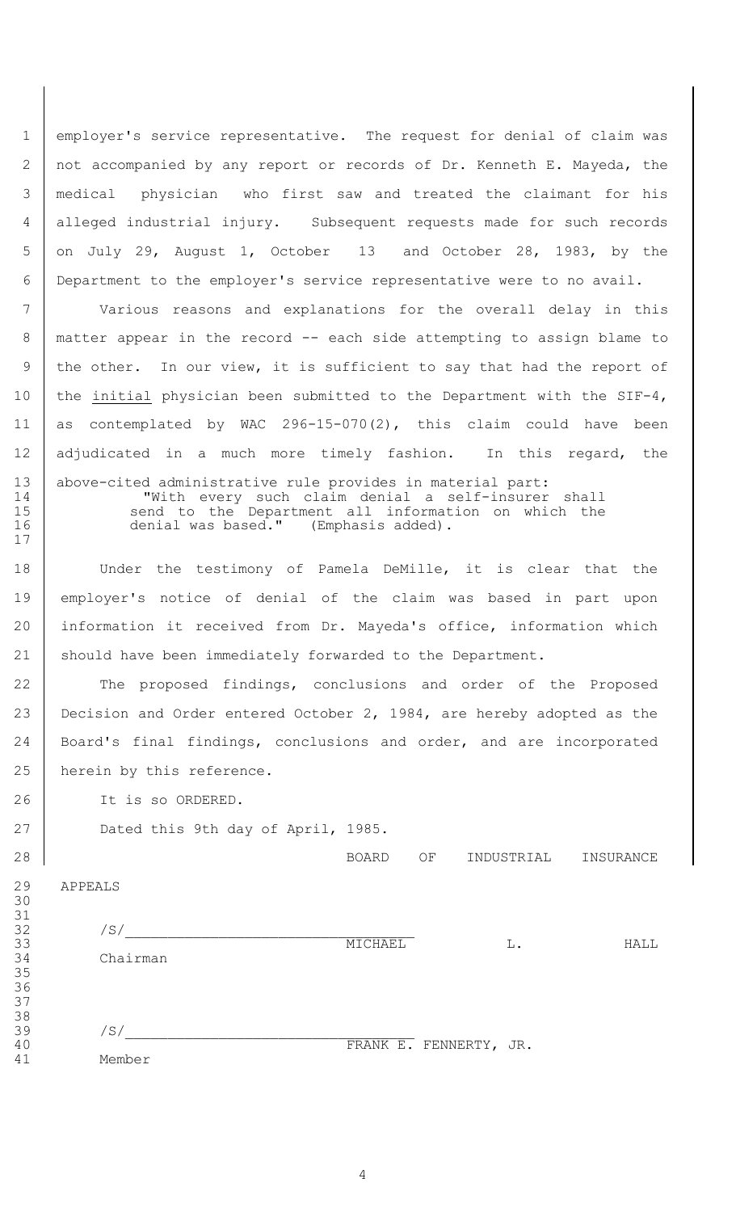employer's service representative. The request for denial of claim was not accompanied by any report or records of Dr. Kenneth E. Mayeda, the medical physician who first saw and treated the claimant for his alleged industrial injury. Subsequent requests made for such records on July 29, August 1, October 13 and October 28, 1983, by the Department to the employer's service representative were to no avail.

Various reasons and explanations for the overall delay in this matter appear in the record -- each side attempting to assign blame to the other. In our view, it is sufficient to say that had the report of the initial physician been submitted to the Department with the SIF-4, as contemplated by WAC 296-15-070(2), this claim could have been adjudicated in a much more timely fashion. In this regard, the above-cited administrative rule provides in material part:

> "With every such claim denial a self-insurer shall send to the Department all information on which the denial was based." (Emphasis added).

Under the testimony of Pamela DeMille, it is clear that the employer's notice of denial of the claim was based in part upon information it received from Dr. Mayeda's office, information which should have been immediately forwarded to the Department.

The proposed findings, conclusions and order of the Proposed Decision and Order entered October 2, 1984, are hereby adopted as the Board's final findings, conclusions and order, and are incorporated herein by this reference.

It is so ORDERED.

Dated this 9th day of April, 1985.

BOARD OF INDUSTRIAL INSURANCE APPEALS

/S/\_\_\_\_\_\_\_\_\_\_\_\_\_\_\_\_\_\_\_\_\_\_\_\_\_\_\_\_\_\_
MICHAEL L. HALL
Chairman

/S/\_\_\_\_\_\_\_\_\_\_\_\_\_\_\_\_\_\_\_\_\_\_\_\_\_\_\_\_\_\_
FRANK E. FENNERTY, JR.
Member